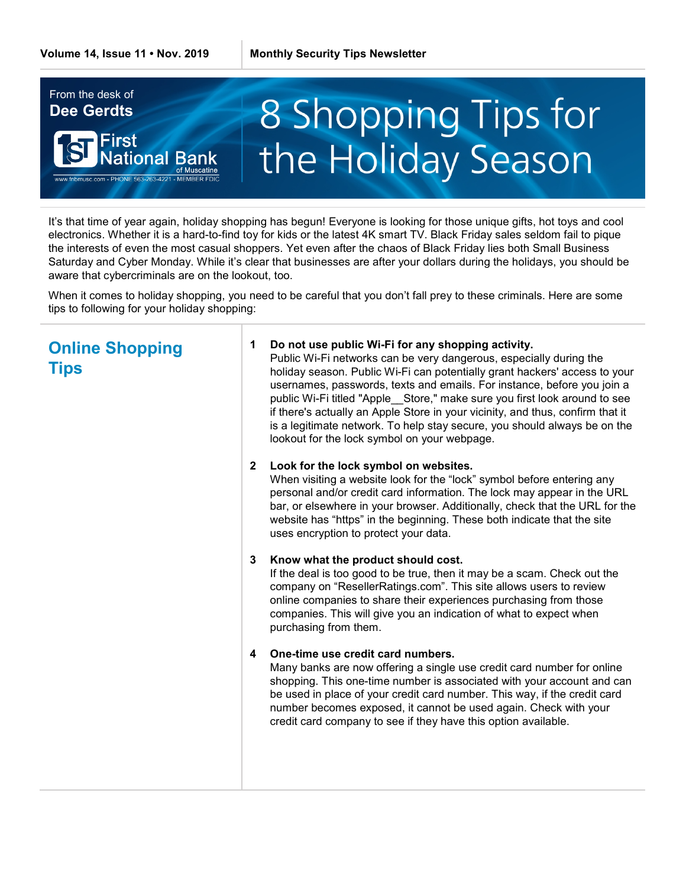Volume 14, Issue 11 • Nov. 2019 | Monthly Security Tips Newsletter

From the desk of **Dee Gerdts**

First National Bank of Muscatine

www.fnbmusc.com - PHONE 563-263-4221 - MEMBER FDIC

# 8 Shopping Tips for the Holiday Season

It's that time of year again, holiday shopping has begun! Everyone is looking for those unique gifts, hot toys and cool electronics. Whether it is a hard-to-find toy for kids or the latest 4K smart TV. Black Friday sales seldom fail to pique the interests of even the most casual shoppers. Yet even after the chaos of Black Friday lies both Small Business Saturday and Cyber Monday. While it's clear that businesses are after your dollars during the holidays, you should be aware that cybercriminals are on the lookout, too.

When it comes to holiday shopping, you need to be careful that you don't fall prey to these criminals. Here are some tips to following for your holiday shopping:

## Online Shopping Tips

1. **Do not use public Wi-Fi for any shopping activity.**
   Public Wi-Fi networks can be very dangerous, especially during the holiday season. Public Wi-Fi can potentially grant hackers' access to your usernames, passwords, texts and emails. For instance, before you join a public Wi-Fi titled "Apple__Store," make sure you first look around to see if there's actually an Apple Store in your vicinity, and thus, confirm that it is a legitimate network. To help stay secure, you should always be on the lookout for the lock symbol on your webpage.

2. **Look for the lock symbol on websites.**
   When visiting a website look for the "lock" symbol before entering any personal and/or credit card information. The lock may appear in the URL bar, or elsewhere in your browser. Additionally, check that the URL for the website has "https" in the beginning. These both indicate that the site uses encryption to protect your data.

3. **Know what the product should cost.**
   If the deal is too good to be true, then it may be a scam. Check out the company on "ResellerRatings.com". This site allows users to review online companies to share their experiences purchasing from those companies. This will give you an indication of what to expect when purchasing from them.

4. **One-time use credit card numbers.**
   Many banks are now offering a single use credit card number for online shopping. This one-time number is associated with your account and can be used in place of your credit card number. This way, if the credit card number becomes exposed, it cannot be used again. Check with your credit card company to see if they have this option available.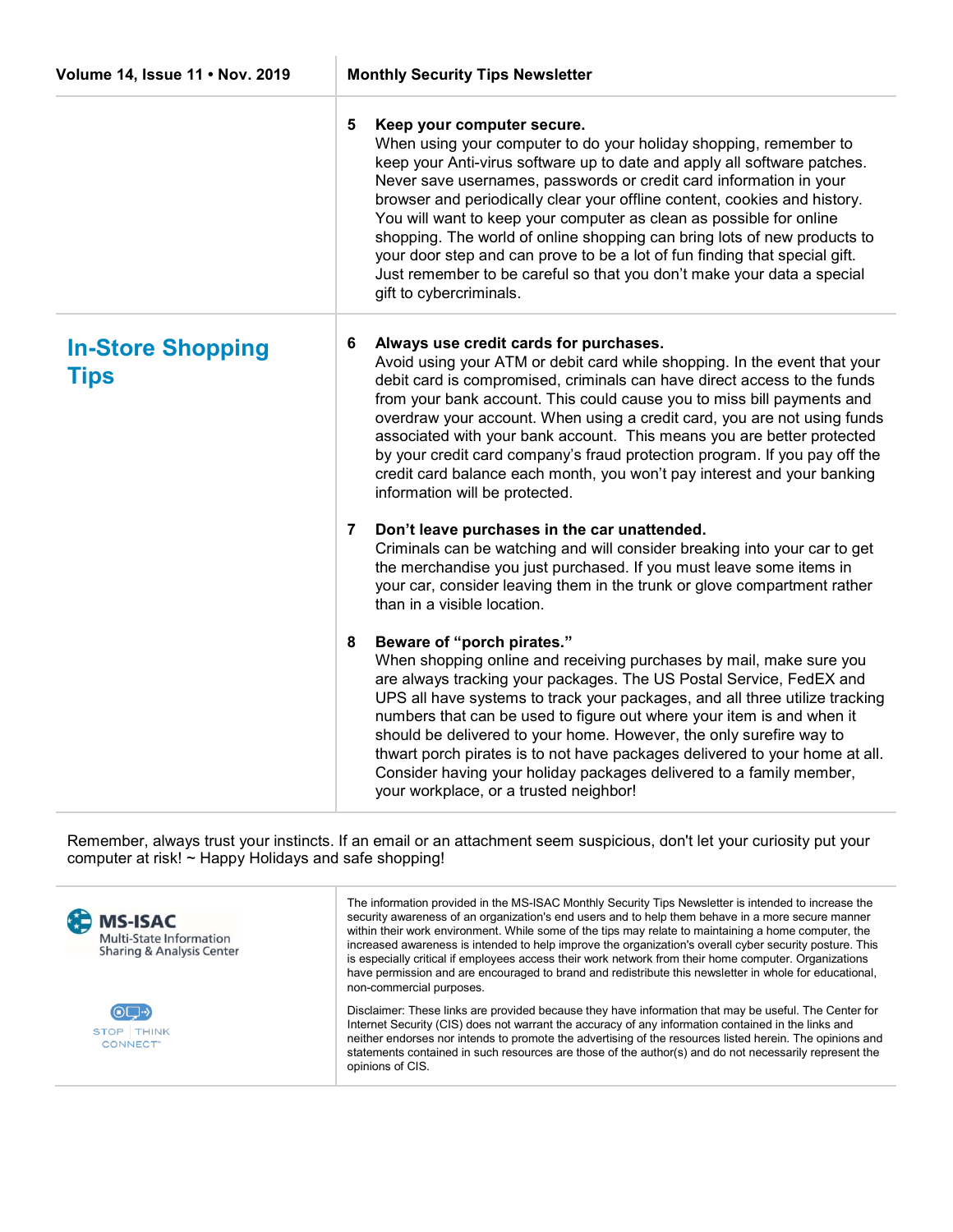**5 Keep your computer secure.**

When using your computer to do your holiday shopping, remember to keep your Anti-virus software up to date and apply all software patches. Never save usernames, passwords or credit card information in your browser and periodically clear your offline content, cookies and history. You will want to keep your computer as clean as possible for online shopping. The world of online shopping can bring lots of new products to your door step and can prove to be a lot of fun finding that special gift. Just remember to be careful so that you don't make your data a special gift to cybercriminals.

## In-Store Shopping Tips

**6 Always use credit cards for purchases.**

Avoid using your ATM or debit card while shopping. In the event that your debit card is compromised, criminals can have direct access to the funds from your bank account. This could cause you to miss bill payments and overdraw your account. When using a credit card, you are not using funds associated with your bank account. This means you are better protected by your credit card company's fraud protection program. If you pay off the credit card balance each month, you won't pay interest and your banking information will be protected.

**7 Don't leave purchases in the car unattended.**

Criminals can be watching and will consider breaking into your car to get the merchandise you just purchased. If you must leave some items in your car, consider leaving them in the trunk or glove compartment rather than in a visible location.

**8 Beware of "porch pirates."**

When shopping online and receiving purchases by mail, make sure you are always tracking your packages. The US Postal Service, FedEx and UPS all have systems to track your packages, and all three utilize tracking numbers that can be used to figure out where your item is and when it should be delivered to your home. However, the only surefire way to thwart porch pirates is to not have packages delivered to your home at all. Consider having your holiday packages delivered to a family member, your workplace, or a trusted neighbor!

Remember, always trust your instincts. If an email or an attachment seem suspicious, don't let your curiosity put your computer at risk! ~ Happy Holidays and safe shopping!

MS-ISAC
Multi-State Information Sharing & Analysis Center

STOP | THINK
CONNECT™

The information provided in the MS-ISAC Monthly Security Tips Newsletter is intended to increase the security awareness of an organization's end users and to help them behave in a more secure manner within their work environment. While some of the tips may relate to maintaining a home computer, the increased awareness is intended to help improve the organization's overall cyber security posture. This is especially critical if employees access their work network from their home computer. Organizations have permission and are encouraged to brand and redistribute this newsletter in whole for educational, non-commercial purposes.

Disclaimer: These links are provided because they have information that may be useful. The Center for Internet Security (CIS) does not warrant the accuracy of any information contained in the links and neither endorses nor intends to promote the advertising of the resources listed herein. The opinions and statements contained in such resources are those of the author(s) and do not necessarily represent the opinions of CIS.